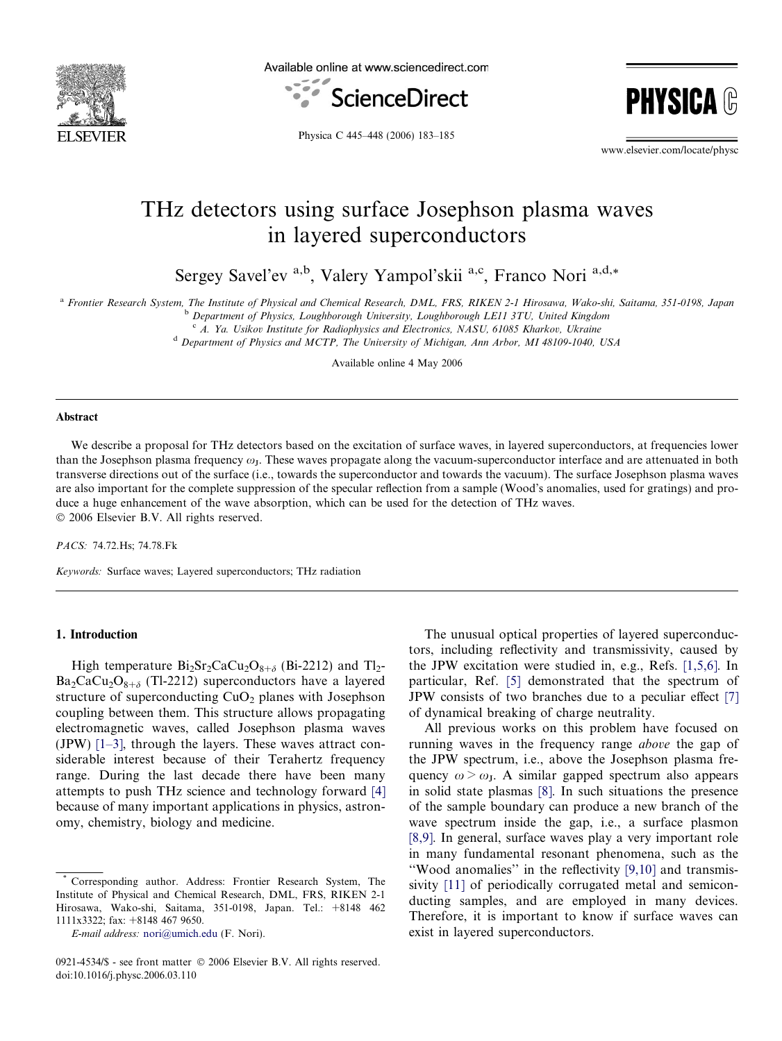# THz detectors using surface Josephson plasma waves in layered superconductors

Sergey Savel'ev [a,b], Valery Yampol'skii [a,c], Franco Nori [a,d,*]

[a] Frontier Research System, The Institute of Physical and Chemical Research, DML, FRS, RIKEN 2-1 Hirosawa, Wako-shi, Saitama, 351-0198, Japan
[b] Department of Physics, Loughborough University, Loughborough LE11 3TU, United Kingdom
[c] A. Ya. Usikov Institute for Radiophysics and Electronics, NASU, 61085 Kharkov, Ukraine
[d] Department of Physics and MCTP, The University of Michigan, Ann Arbor, MI 48109-1040, USA

Available online 4 May 2006

## Abstract

We describe a proposal for THz detectors based on the excitation of surface waves, in layered superconductors, at frequencies lower than the Josephson plasma frequency $\omega_J$. These waves propagate along the vacuum-superconductor interface and are attenuated in both transverse directions out of the surface (i.e., towards the superconductor and towards the vacuum). The surface Josephson plasma waves are also important for the complete suppression of the specular reflection from a sample (Wood's anomalies, used for gratings) and produce a huge enhancement of the wave absorption, which can be used for the detection of THz waves.
© 2006 Elsevier B.V. All rights reserved.

*PACS:* 74.72.Hs; 74.78.Fk

*Keywords:* Surface waves; Layered superconductors; THz radiation

## 1. Introduction

High temperature $Bi_2Sr_2CaCu_2O_{8+\delta}$ (Bi-2212) and $Tl_2Ba_2CaCu_2O_{8+\delta}$ (Tl-2212) superconductors have a layered structure of superconducting $CuO_2$ planes with Josephson coupling between them. This structure allows propagating electromagnetic waves, called Josephson plasma waves (JPW) [1–3], through the layers. These waves attract considerable interest because of their Terahertz frequency range. During the last decade there have been many attempts to push THz science and technology forward [4] because of many important applications in physics, astronomy, chemistry, biology and medicine.

The unusual optical properties of layered superconductors, including reflectivity and transmissivity, caused by the JPW excitation were studied in, e.g., Refs. [1,5,6]. In particular, Ref. [5] demonstrated that the spectrum of JPW consists of two branches due to a peculiar effect [7] of dynamical breaking of charge neutrality.

All previous works on this problem have focused on running waves in the frequency range *above* the gap of the JPW spectrum, i.e., above the Josephson plasma frequency $\omega > \omega_J$. A similar gapped spectrum also appears in solid state plasmas [8]. In such situations the presence of the sample boundary can produce a new branch of the wave spectrum inside the gap, i.e., a surface plasmon [8,9]. In general, surface waves play a very important role in many fundamental resonant phenomena, such as the "Wood anomalies" in the reflectivity [9,10] and transmissivity [11] of periodically corrugated metal and semiconducting samples, and are employed in many devices. Therefore, it is important to know if surface waves can exist in layered superconductors.

* Corresponding author. Address: Frontier Research System, The Institute of Physical and Chemical Research, DML, FRS, RIKEN 2-1 Hirosawa, Wako-shi, Saitama, 351-0198, Japan. Tel.: +8148 462 1111x3322; fax: +8148 467 9650.
*E-mail address:* nori@umich.edu (F. Nori).

0921-4534/$ - see front matter © 2006 Elsevier B.V. All rights reserved.
doi:10.1016/j.physc.2006.03.110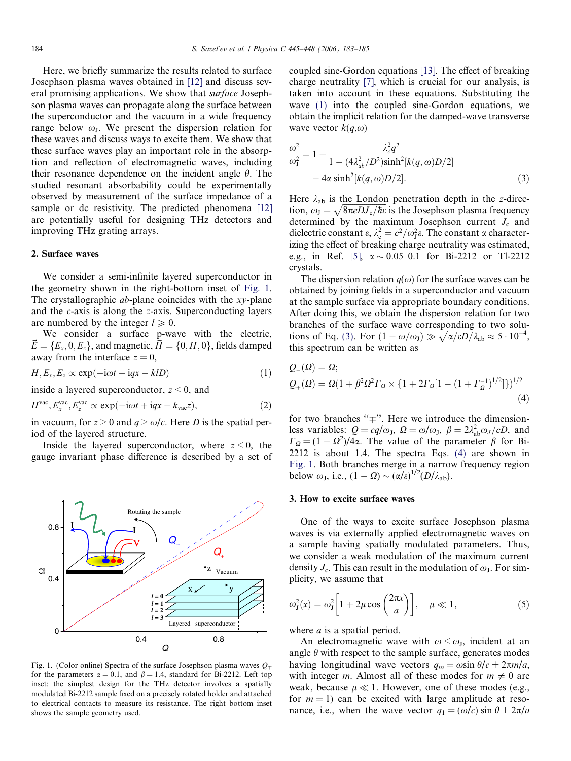Here, we briefly summarize the results related to surface Josephson plasma waves obtained in [12] and discuss several promising applications. We show that *surface* Josephson plasma waves can propagate along the surface between the superconductor and the vacuum in a wide frequency range below $\omega_J$. We present the dispersion relation for these waves and discuss ways to excite them. We show that these surface waves play an important role in the absorption and reflection of electromagnetic waves, including their resonance dependence on the incident angle $\theta$. The studied resonant absorbability could be experimentally observed by measurement of the surface impedance of a sample or dc resistivity. The predicted phenomena [12] are potentially useful for designing THz detectors and improving THz grating arrays.

## 2. Surface waves

We consider a semi-infinite layered superconductor in the geometry shown in the right-bottom inset of Fig. 1. The crystallographic *ab*-plane coincides with the *xy*-plane and the *c*-axis is along the *z*-axis. Superconducting layers are numbered by the integer $l \geqslant 0$.

We consider a surface p-wave with the electric, $\vec{E} = \{E_x, 0, E_z\}$, and magnetic, $\vec{H} = \{0, H, 0\}$, fields damped away from the interface $z = 0$,

$$H, E_x, E_z \propto \exp(-\mathrm{i}\omega t + \mathrm{i}qx - klD) \tag{1}$$

inside a layered superconductor, $z < 0$, and

$$H^{\mathrm{vac}}, E_x^{\mathrm{vac}}, E_z^{\mathrm{vac}} \propto \exp(-\mathrm{i}\omega t + \mathrm{i}qx - k_{\mathrm{vac}} z), \tag{2}$$

in vacuum, for $z > 0$ and $q > \omega/c$. Here $D$ is the spatial period of the layered structure.

Inside the layered superconductor, where $z < 0$, the gauge invariant phase difference is described by a set of coupled sine-Gordon equations [13]. The effect of breaking charge neutrality [7], which is crucial for our analysis, is taken into account in these equations. Substituting the wave (1) into the coupled sine-Gordon equations, we obtain the implicit relation for the damped-wave transverse wave vector $k(q,\omega)$

$$\frac{\omega^2}{\omega_J^2} = 1 + \frac{\lambda_c^2 q^2}{1 - (4\lambda_{ab}^2/D^2)\sinh^2[k(q,\omega)D/2]} - 4\alpha \sinh^2[k(q,\omega)D/2]. \tag{3}$$

Here $\lambda_{ab}$ is the London penetration depth in the $z$-direction, $\omega_J = \sqrt{8\pi e D J_c/\hbar\varepsilon}$ is the Josephson plasma frequency determined by the maximum Josephson current $J_c$ and dielectric constant $\varepsilon$, $\lambda_c^2 = c^2/\omega_J^2\varepsilon$. The constant $\alpha$ characterizing the effect of breaking charge neutrality was estimated, e.g., in Ref. [5], $\alpha \sim 0.05$–$0.1$ for Bi-2212 or Tl-2212 crystals.

The dispersion relation $q(\omega)$ for the surface waves can be obtained by joining fields in a superconductor and vacuum at the sample surface via appropriate boundary conditions. After doing this, we obtain the dispersion relation for two branches of the surface wave corresponding to two solutions of Eq. (3). For $(1 - \omega/\omega_J) \gg \sqrt{\alpha/\varepsilon}D/\lambda_{ab} \approx 5 \cdot 10^{-4}$, this spectrum can be written as

$$Q_-(\Omega) = \Omega;$$
$$Q_+(\Omega) = \Omega(1 + \beta^2\Omega^2\Gamma_\Omega \times \{1 + 2\Gamma_\Omega[1 - (1 + \Gamma_\Omega^{-1})^{1/2}]\})^{1/2} \tag{4}$$

for two branches "$\mp$". Here we introduce the dimensionless variables: $Q = cq/\omega_J$, $\Omega = \omega/\omega_J$, $\beta = 2\lambda_{ab}^2\omega_J/cD$, and $\Gamma_\Omega = (1 - \Omega^2)/4\alpha$. The value of the parameter $\beta$ for Bi-2212 is about 1.4. The spectra Eqs. (4) are shown in Fig. 1. Both branches merge in a narrow frequency region below $\omega_J$, i.e., $(1 - \Omega) \sim (\alpha/\varepsilon)^{1/2}(D/\lambda_{ab})$.

Fig. 1. (Color online) Spectra of the surface Josephson plasma waves $Q_\mp$ for the parameters $\alpha = 0.1$, and $\beta = 1.4$, standard for Bi-2212. Left top inset: the simplest design for the THz detector involves a spatially modulated Bi-2212 sample fixed on a precisely rotated holder and attached to electrical contacts to measure its resistance. The right bottom inset shows the sample geometry used.

## 3. How to excite surface waves

One of the ways to excite surface Josephson plasma waves is via externally applied electromagnetic waves on a sample having spatially modulated parameters. Thus, we consider a weak modulation of the maximum current density $J_c$. This can result in the modulation of $\omega_J$. For simplicity, we assume that

$$\omega_J^2(x) = \omega_J^2\left[1 + 2\mu\cos\left(\frac{2\pi x}{a}\right)\right], \quad \mu \ll 1, \tag{5}$$

where $a$ is a spatial period.

An electromagnetic wave with $\omega < \omega_J$, incident at an angle $\theta$ with respect to the sample surface, generates modes having longitudinal wave vectors $q_m = \omega \sin\theta/c + 2\pi m/a$, with integer $m$. Almost all of these modes for $m \neq 0$ are weak, because $\mu \ll 1$. However, one of these modes (e.g., for $m = 1$) can be excited with large amplitude at resonance, i.e., when the wave vector $q_1 = (\omega/c)\sin\theta + 2\pi/a$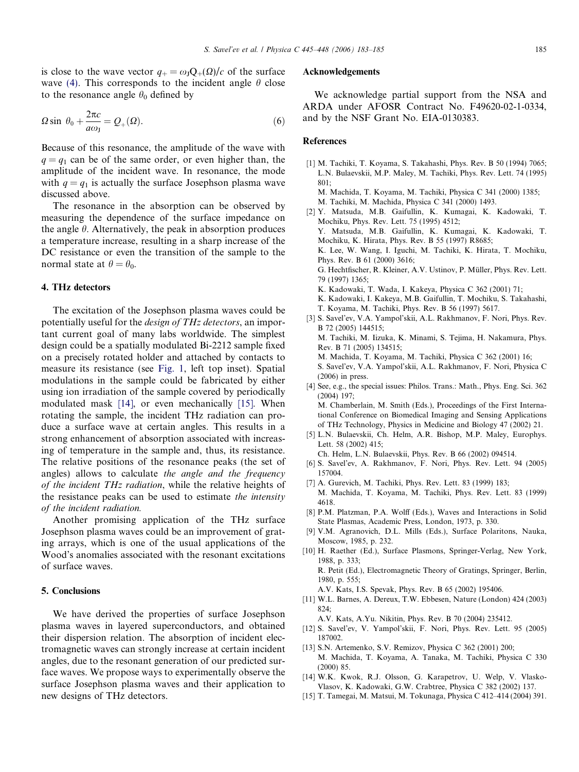is close to the wave vector $q_+ = \omega_J Q_+(\Omega)/c$ of the surface wave (4). This corresponds to the incident angle $\theta$ close to the resonance angle $\theta_0$ defined by

$$\Omega \sin\,\theta_0 + \frac{2\pi c}{a\omega_J} = Q_+(\Omega). \tag{6}$$

Because of this resonance, the amplitude of the wave with $q = q_1$ can be of the same order, or even higher than, the amplitude of the incident wave. In resonance, the mode with $q = q_1$ is actually the surface Josephson plasma wave discussed above.

The resonance in the absorption can be observed by measuring the dependence of the surface impedance on the angle $\theta$. Alternatively, the peak in absorption produces a temperature increase, resulting in a sharp increase of the DC resistance or even the transition of the sample to the normal state at $\theta = \theta_0$.

## 4. THz detectors

The excitation of the Josephson plasma waves could be potentially useful for the *design of THz detectors*, an important current goal of many labs worldwide. The simplest design could be a spatially modulated Bi-2212 sample fixed on a precisely rotated holder and attached by contacts to measure its resistance (see Fig. 1, left top inset). Spatial modulations in the sample could be fabricated by either using ion irradiation of the sample covered by periodically modulated mask [14], or even mechanically [15]. When rotating the sample, the incident THz radiation can produce a surface wave at certain angles. This results in a strong enhancement of absorption associated with increasing of temperature in the sample and, thus, its resistance. The relative positions of the resonance peaks (the set of angles) allows to calculate *the angle and the frequency of the incident THz radiation*, while the relative heights of the resistance peaks can be used to estimate *the intensity of the incident radiation.*

Another promising application of the THz surface Josephson plasma waves could be an improvement of grating arrays, which is one of the usual applications of the Wood's anomalies associated with the resonant excitations of surface waves.

## 5. Conclusions

We have derived the properties of surface Josephson plasma waves in layered superconductors, and obtained their dispersion relation. The absorption of incident electromagnetic waves can strongly increase at certain incident angles, due to the resonant generation of our predicted surface waves. We propose ways to experimentally observe the surface Josephson plasma waves and their application to new designs of THz detectors.

## Acknowledgements

We acknowledge partial support from the NSA and ARDA under AFOSR Contract No. F49620-02-1-0334, and by the NSF Grant No. EIA-0130383.

## References

[1] M. Tachiki, T. Koyama, S. Takahashi, Phys. Rev. B 50 (1994) 7065; L.N. Bulaevskii, M.P. Maley, M. Tachiki, Phys. Rev. Lett. 74 (1995) 801;
M. Machida, T. Koyama, M. Tachiki, Physica C 341 (2000) 1385;
M. Tachiki, M. Machida, Physica C 341 (2000) 1493.

[2] Y. Matsuda, M.B. Gaifullin, K. Kumagai, K. Kadowaki, T. Mochiku, Phys. Rev. Lett. 75 (1995) 4512;
Y. Matsuda, M.B. Gaifullin, K. Kumagai, K. Kadowaki, T. Mochiku, K. Hirata, Phys. Rev. B 55 (1997) R8685;
K. Lee, W. Wang, I. Iguchi, M. Tachiki, K. Hirata, T. Mochiku, Phys. Rev. B 61 (2000) 3616;
G. Hechtfischer, R. Kleiner, A.V. Ustinov, P. Müller, Phys. Rev. Lett. 79 (1997) 1365;
K. Kadowaki, T. Wada, I. Kakeya, Physica C 362 (2001) 71;
K. Kadowaki, I. Kakeya, M.B. Gaifullin, T. Mochiku, S. Takahashi, T. Koyama, M. Tachiki, Phys. Rev. B 56 (1997) 5617.

[3] S. Savel'ev, V.A. Yampol'skii, A.L. Rakhmanov, F. Nori, Phys. Rev. B 72 (2005) 144515;
M. Tachiki, M. Iizuka, K. Minami, S. Tejima, H. Nakamura, Phys. Rev. B 71 (2005) 134515;
M. Machida, T. Koyama, M. Tachiki, Physica C 362 (2001) 16;
S. Savel'ev, V.A. Yampol'skii, A.L. Rakhmanov, F. Nori, Physica C (2006) in press.

[4] See, e.g., the special issues: Philos. Trans.: Math., Phys. Eng. Sci. 362 (2004) 197;
M. Chamberlain, M. Smith (Eds.), Proceedings of the First International Conference on Biomedical Imaging and Sensing Applications of THz Technology, Physics in Medicine and Biology 47 (2002) 21.

[5] L.N. Bulaevskii, Ch. Helm, A.R. Bishop, M.P. Maley, Europhys. Lett. 58 (2002) 415;
Ch. Helm, L.N. Bulaevskii, Phys. Rev. B 66 (2002) 094514.

[6] S. Savel'ev, A. Rakhmanov, F. Nori, Phys. Rev. Lett. 94 (2005) 157004.

[7] A. Gurevich, M. Tachiki, Phys. Rev. Lett. 83 (1999) 183;
M. Machida, T. Koyama, M. Tachiki, Phys. Rev. Lett. 83 (1999) 4618.

[8] P.M. Platzman, P.A. Wolff (Eds.), Waves and Interactions in Solid State Plasmas, Academic Press, London, 1973, p. 330.

[9] V.M. Agranovich, D.L. Mills (Eds.), Surface Polaritons, Nauka, Moscow, 1985, p. 232.

[10] H. Raether (Ed.), Surface Plasmons, Springer-Verlag, New York, 1988, p. 333;
R. Petit (Ed.), Electromagnetic Theory of Gratings, Springer, Berlin, 1980, p. 555;
A.V. Kats, I.S. Spevak, Phys. Rev. B 65 (2002) 195406.

[11] W.L. Barnes, A. Dereux, T.W. Ebbesen, Nature (London) 424 (2003) 824;
A.V. Kats, A.Yu. Nikitin, Phys. Rev. B 70 (2004) 235412.

[12] S. Savel'ev, V. Yampol'skii, F. Nori, Phys. Rev. Lett. 95 (2005) 187002.

[13] S.N. Artemenko, S.V. Remizov, Physica C 362 (2001) 200;
M. Machida, T. Koyama, A. Tanaka, M. Tachiki, Physica C 330 (2000) 85.

[14] W.K. Kwok, R.J. Olsson, G. Karapetrov, U. Welp, V. Vlasko-Vlasov, K. Kadowaki, G.W. Crabtree, Physica C 382 (2002) 137.

[15] T. Tamegai, M. Matsui, M. Tokunaga, Physica C 412–414 (2004) 391.